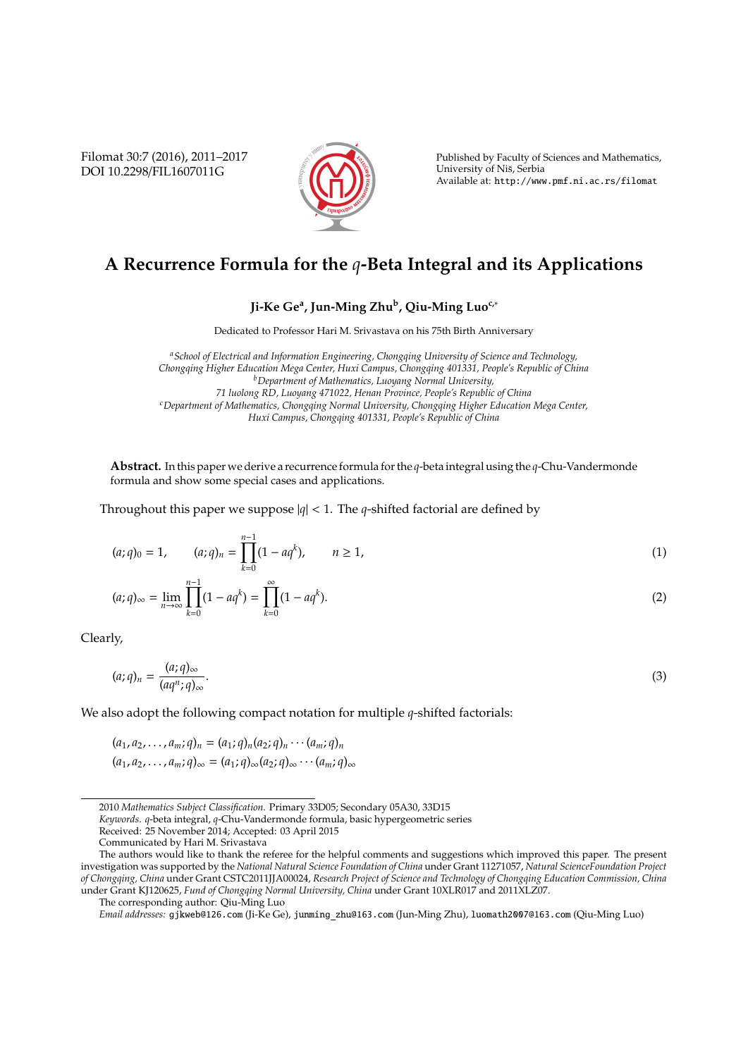# A Recurrence Formula for the $q$-Beta Integral and its Applications

**Ji-Ke Ge[a], Jun-Ming Zhu[b], Qiu-Ming Luo[c,*]**

Dedicated to Professor Hari M. Srivastava on his 75th Birth Anniversary

[a]*School of Electrical and Information Engineering, Chongqing University of Science and Technology, Chongqing Higher Education Mega Center, Huxi Campus, Chongqing 401331, People's Republic of China*
[b]*Department of Mathematics, Luoyang Normal University, 71 luolong RD, Luoyang 471022, Henan Province, People's Republic of China*
[c]*Department of Mathematics, Chongqing Normal University, Chongqing Higher Education Mega Center, Huxi Campus, Chongqing 401331, People's Republic of China*

**Abstract.** In this paper we derive a recurrence formula for the $q$-beta integral using the $q$-Chu-Vandermonde formula and show some special cases and applications.

Throughout this paper we suppose $|q| < 1$. The $q$-shifted factorial are defined by

$$(a;q)_0 = 1, \qquad (a;q)_n = \prod_{k=0}^{n-1}(1-aq^k), \qquad n \geq 1, \tag{1}$$

$$(a;q)_\infty = \lim_{n\to\infty}\prod_{k=0}^{n-1}(1-aq^k) = \prod_{k=0}^{\infty}(1-aq^k). \tag{2}$$

Clearly,

$$(a;q)_n = \frac{(a;q)_\infty}{(aq^n;q)_\infty}. \tag{3}$$

We also adopt the following compact notation for multiple $q$-shifted factorials:

$$(a_1,a_2,\ldots,a_m;q)_n = (a_1;q)_n(a_2;q)_n\cdots(a_m;q)_n$$
$$(a_1,a_2,\ldots,a_m;q)_\infty = (a_1;q)_\infty(a_2;q)_\infty\cdots(a_m;q)_\infty$$

---

2010 *Mathematics Subject Classification*. Primary 33D05; Secondary 05A30, 33D15

*Keywords*. $q$-beta integral, $q$-Chu-Vandermonde formula, basic hypergeometric series

Received: 25 November 2014; Accepted: 03 April 2015

Communicated by Hari M. Srivastava

The authors would like to thank the referee for the helpful comments and suggestions which improved this paper. The present investigation was supported by the *National Natural Science Foundation of China* under Grant 11271057, *Natural ScienceFoundation Project of Chongqing, China* under Grant CSTC2011JJA00024, *Research Project of Science and Technology of Chongqing Education Commission, China* under Grant KJ120625, *Fund of Chongqing Normal University, China* under Grant 10XLR017 and 2011XLZ07.

The corresponding author: Qiu-Ming Luo

*Email addresses:* gjkweb@126.com (Ji-Ke Ge), junming_zhu@163.com (Jun-Ming Zhu), luomath2007@163.com (Qiu-Ming Luo)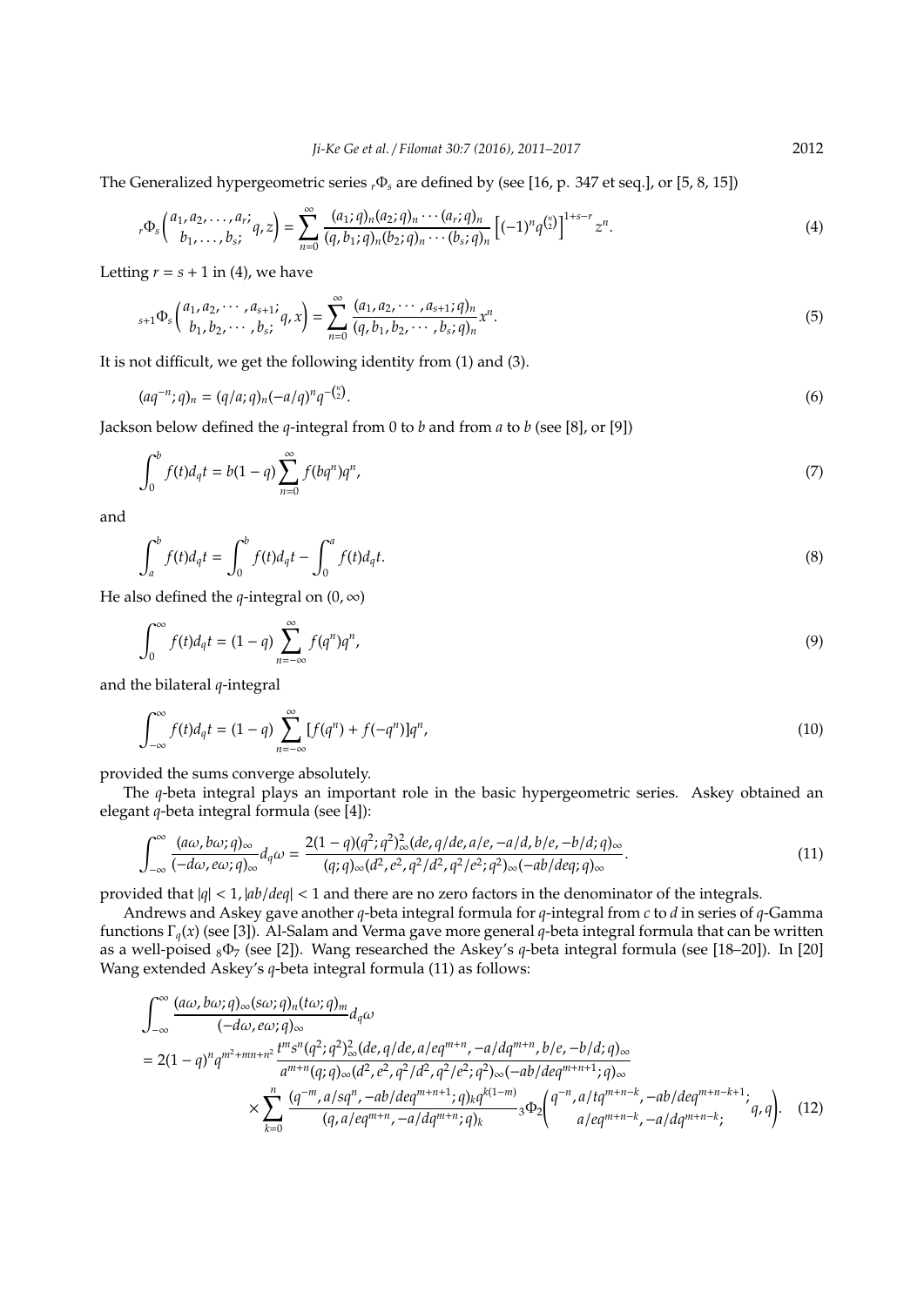The Generalized hypergeometric series ${}_r\Phi_s$ are defined by (see [16, p. 347 et seq.], or [5, 8, 15])

$$
{}_r\Phi_s\left(\begin{matrix} a_1, a_2, \ldots, a_r; \\ b_1, \ldots, b_s; \end{matrix} q, z\right) = \sum_{n=0}^{\infty} \frac{(a_1;q)_n (a_2;q)_n \cdots (a_r;q)_n}{(q,b_1;q)_n (b_2;q)_n \cdots (b_s;q)_n} \left[(-1)^n q^{\binom{n}{2}}\right]^{1+s-r} z^n. \tag{4}
$$

Letting $r = s+1$ in (4), we have

$$
{}_{s+1}\Phi_s\left(\begin{matrix} a_1, a_2, \cdots, a_{s+1}; \\ b_1, b_2, \cdots, b_s; \end{matrix} q, x\right) = \sum_{n=0}^{\infty} \frac{(a_1, a_2, \cdots, a_{s+1}; q)_n}{(q, b_1, b_2, \cdots, b_s; q)_n} x^n. \tag{5}
$$

It is not difficult, we get the following identity from (1) and (3).

$$
(aq^{-n};q)_n = (q/a;q)_n (-a/q)^n q^{-\binom{n}{2}}. \tag{6}
$$

Jackson below defined the $q$-integral from 0 to $b$ and from $a$ to $b$ (see [8], or [9])

$$
\int_0^b f(t) d_q t = b(1-q) \sum_{n=0}^{\infty} f(bq^n) q^n, \tag{7}
$$

and

$$
\int_a^b f(t) d_q t = \int_0^b f(t) d_q t - \int_0^a f(t) d_q t. \tag{8}
$$

He also defined the $q$-integral on $(0, \infty)$

$$
\int_0^{\infty} f(t) d_q t = (1-q) \sum_{n=-\infty}^{\infty} f(q^n) q^n, \tag{9}
$$

and the bilateral $q$-integral

$$
\int_{-\infty}^{\infty} f(t) d_q t = (1-q) \sum_{n=-\infty}^{\infty} [f(q^n) + f(-q^n)] q^n, \tag{10}
$$

provided the sums converge absolutely.

The $q$-beta integral plays an important role in the basic hypergeometric series. Askey obtained an elegant $q$-beta integral formula (see [4]):

$$
\int_{-\infty}^{\infty} \frac{(a\omega, b\omega; q)_\infty}{(-d\omega, e\omega; q)_\infty} d_q\omega = \frac{2(1-q)(q^2;q^2)_\infty^2 (de, q/de, a/e, -a/d, b/e, -b/d; q)_\infty}{(q;q)_\infty (d^2, e^2, q^2/d^2, q^2/e^2; q^2)_\infty (-ab/deq; q)_\infty}. \tag{11}
$$

provided that $|q| < 1$, $|ab/deq| < 1$ and there are no zero factors in the denominator of the integrals.

Andrews and Askey gave another $q$-beta integral formula for $q$-integral from $c$ to $d$ in series of $q$-Gamma functions $\Gamma_q(x)$ (see [3]). Al-Salam and Verma gave more general $q$-beta integral formula that can be written as a well-poised ${}_8\Phi_7$ (see [2]). Wang researched the Askey's $q$-beta integral formula (see [18–20]). In [20] Wang extended Askey's $q$-beta integral formula (11) as follows:

$$
\begin{aligned}
&\int_{-\infty}^{\infty} \frac{(a\omega, b\omega; q)_\infty (s\omega; q)_n (t\omega; q)_m}{(-d\omega, e\omega; q)_\infty} d_q\omega \\
&= 2(1-q)^n q^{m^2+mn+n^2} \frac{t^m s^n (q^2;q^2)_\infty^2 (de, q/de, a/eq^{m+n}, -a/dq^{m+n}, b/e, -b/d; q)_\infty}{a^{m+n}(q;q)_\infty (d^2, e^2, q^2/d^2, q^2/e^2; q^2)_\infty (-ab/deq^{m+n+1}; q)_\infty} \\
&\quad \times \sum_{k=0}^{n} \frac{(q^{-m}, a/sq^n, -ab/deq^{m+n+1}; q)_k q^{k(1-m)}}{(q, a/eq^{m+n}, -a/dq^{m+n}; q)_k} {}_3\Phi_2\left(\begin{matrix} q^{-n}, a/tq^{m+n-k}, -ab/deq^{m+n-k+1}; \\ a/eq^{m+n-k}, -a/dq^{m+n-k}; \end{matrix} q, q\right).
\end{aligned} \tag{12}
$$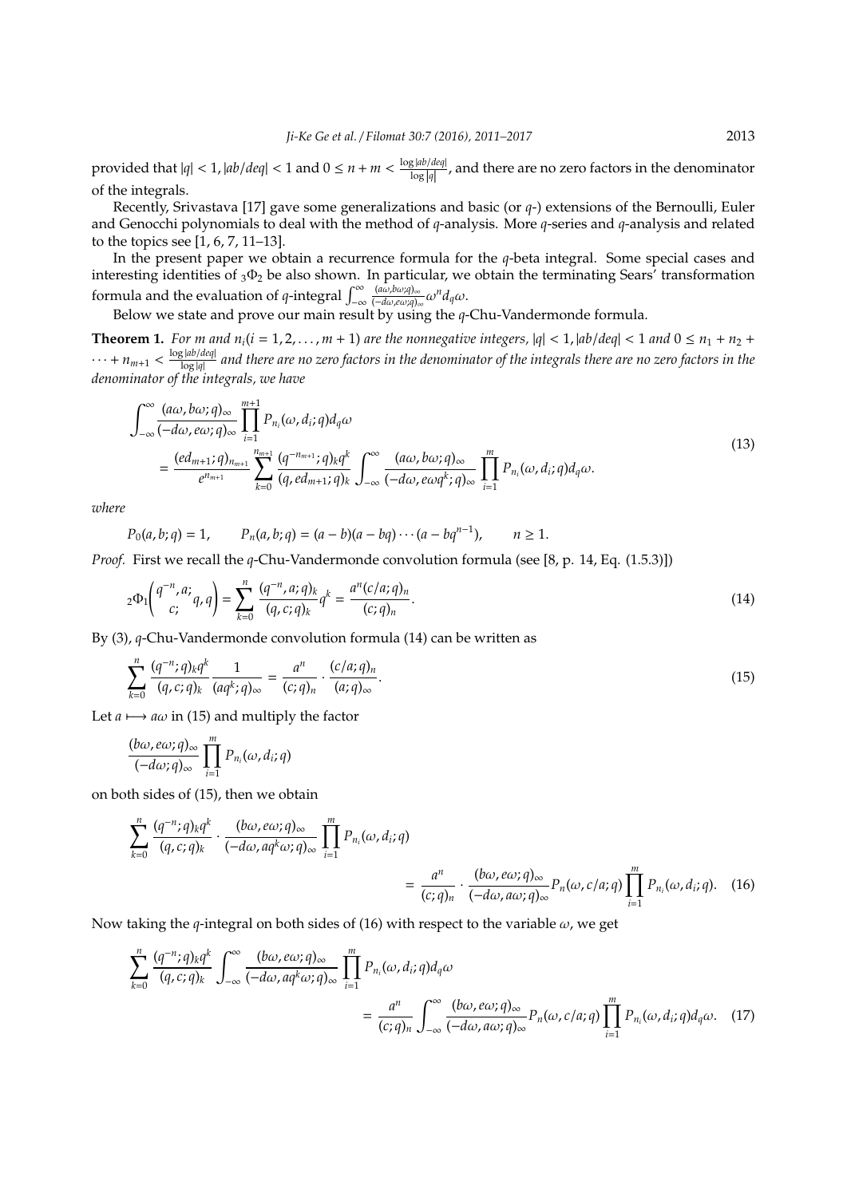provided that $|q| < 1, |ab/deq| < 1$ and $0 \le n + m < \frac{\log|ab/deq|}{\log|q|}$, and there are no zero factors in the denominator of the integrals.

Recently, Srivastava [17] gave some generalizations and basic (or $q$-) extensions of the Bernoulli, Euler and Genocchi polynomials to deal with the method of $q$-analysis. More $q$-series and $q$-analysis and related to the topics see [1, 6, 7, 11–13].

In the present paper we obtain a recurrence formula for the $q$-beta integral. Some special cases and interesting identities of ${}_3\Phi_2$ be also shown. In particular, we obtain the terminating Sears' transformation formula and the evaluation of $q$-integral $\int_{-\infty}^{\infty} \frac{(a\omega, b\omega; q)_\infty}{(-d\omega, e\omega; q)_\infty} \omega^n d_q\omega$.

Below we state and prove our main result by using the $q$-Chu-Vandermonde formula.

**Theorem 1.** *For $m$ and $n_i (i = 1, 2, \ldots, m+1)$ are the nonnegative integers, $|q| < 1, |ab/deq| < 1$ and $0 \le n_1 + n_2 + \cdots + n_{m+1} < \frac{\log|ab/deq|}{\log|q|}$ and there are no zero factors in the denominator of the integrals there are no zero factors in the denominator of the integrals, we have*

$$
\begin{aligned}
&\int_{-\infty}^{\infty} \frac{(a\omega, b\omega; q)_\infty}{(-d\omega, e\omega; q)_\infty} \prod_{i=1}^{m+1} P_{n_i}(\omega, d_i; q) d_q\omega \\
&= \frac{(ed_{m+1}; q)_{n_{m+1}}}{e^{n_{m+1}}} \sum_{k=0}^{n_{m+1}} \frac{(q^{-n_{m+1}}; q)_k q^k}{(q, ed_{m+1}; q)_k} \int_{-\infty}^{\infty} \frac{(a\omega, b\omega; q)_\infty}{(-d\omega, e\omega q^k; q)_\infty} \prod_{i=1}^{m} P_{n_i}(\omega, d_i; q) d_q\omega.
\end{aligned}
\tag{13}
$$

*where*

$$
P_0(a, b; q) = 1, \qquad P_n(a, b; q) = (a - b)(a - bq) \cdots (a - bq^{n-1}), \qquad n \ge 1.
$$

*Proof.* First we recall the $q$-Chu-Vandermonde convolution formula (see [8, p. 14, Eq. (1.5.3)])

$$
{}_2\Phi_1\left( \begin{matrix} q^{-n}, a; \\ c; \end{matrix} q, q \right) = \sum_{k=0}^{n} \frac{(q^{-n}, a; q)_k}{(q, c; q)_k} q^k = \frac{a^n (c/a; q)_n}{(c; q)_n}. \tag{14}
$$

By (3), $q$-Chu-Vandermonde convolution formula (14) can be written as

$$
\sum_{k=0}^{n} \frac{(q^{-n}; q)_k q^k}{(q, c; q)_k} \frac{1}{(aq^k; q)_\infty} = \frac{a^n}{(c; q)_n} \cdot \frac{(c/a; q)_n}{(a; q)_\infty}. \tag{15}
$$

Let $a \longmapsto a\omega$ in (15) and multiply the factor

$$
\frac{(b\omega, e\omega; q)_\infty}{(-d\omega; q)_\infty} \prod_{i=1}^{m} P_{n_i}(\omega, d_i; q)
$$

on both sides of (15), then we obtain

$$
\begin{aligned}
&\sum_{k=0}^{n} \frac{(q^{-n}; q)_k q^k}{(q, c; q)_k} \cdot \frac{(b\omega, e\omega; q)_\infty}{(-d\omega, aq^k\omega; q)_\infty} \prod_{i=1}^{m} P_{n_i}(\omega, d_i; q) \\
&\qquad = \frac{a^n}{(c; q)_n} \cdot \frac{(b\omega, e\omega; q)_\infty}{(-d\omega, a\omega; q)_\infty} P_n(\omega, c/a; q) \prod_{i=1}^{m} P_{n_i}(\omega, d_i; q).
\end{aligned}
\tag{16}
$$

Now taking the $q$-integral on both sides of (16) with respect to the variable $\omega$, we get

$$
\begin{aligned}
&\sum_{k=0}^{n} \frac{(q^{-n}; q)_k q^k}{(q, c; q)_k} \int_{-\infty}^{\infty} \frac{(b\omega, e\omega; q)_\infty}{(-d\omega, aq^k\omega; q)_\infty} \prod_{i=1}^{m} P_{n_i}(\omega, d_i; q) d_q\omega \\
&\qquad = \frac{a^n}{(c; q)_n} \int_{-\infty}^{\infty} \frac{(b\omega, e\omega; q)_\infty}{(-d\omega, a\omega; q)_\infty} P_n(\omega, c/a; q) \prod_{i=1}^{m} P_{n_i}(\omega, d_i; q) d_q\omega.
\end{aligned}
\tag{17}
$$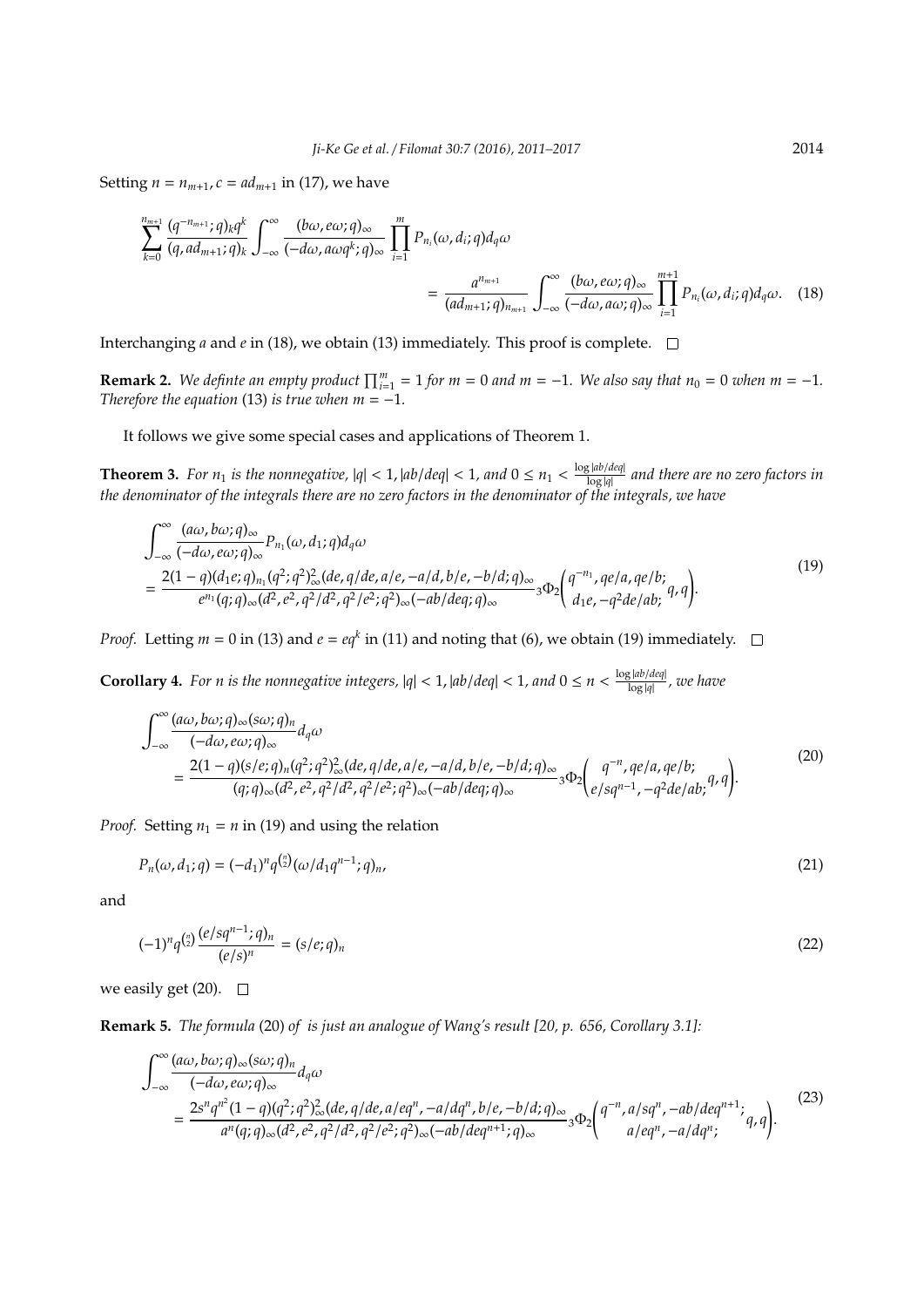Setting $n = n_{m+1}, c = ad_{m+1}$ in (17), we have

$$\sum_{k=0}^{n_{m+1}} \frac{(q^{-n_{m+1}};q)_k q^k}{(q, ad_{m+1};q)_k} \int_{-\infty}^{\infty} \frac{(b\omega, e\omega;q)_\infty}{(-d\omega, a\omega q^k;q)_\infty} \prod_{i=1}^{m} P_{n_i}(\omega, d_i;q) d_q\omega$$
$$= \frac{a^{n_{m+1}}}{(ad_{m+1};q)_{n_{m+1}}} \int_{-\infty}^{\infty} \frac{(b\omega, e\omega;q)_\infty}{(-d\omega, a\omega;q)_\infty} \prod_{i=1}^{m+1} P_{n_i}(\omega, d_i;q) d_q\omega. \quad (18)$$

Interchanging $a$ and $e$ in (18), we obtain (13) immediately. This proof is complete. □

**Remark 2.** *We definte an empty product $\prod_{i=1}^{m} = 1$ for $m = 0$ and $m = -1$. We also say that $n_0 = 0$ when $m = -1$. Therefore the equation* (13) *is true when $m = -1$.*

It follows we give some special cases and applications of Theorem 1.

**Theorem 3.** *For $n_1$ is the nonnegative, $|q| < 1$, $|ab/deq| < 1$, and $0 \le n_1 < \frac{\log|ab/deq|}{\log|q|}$ and there are no zero factors in the denominator of the integrals there are no zero factors in the denominator of the integrals, we have*

$$\begin{aligned}
&\int_{-\infty}^{\infty} \frac{(a\omega, b\omega;q)_\infty}{(-d\omega, e\omega;q)_\infty} P_{n_1}(\omega, d_1;q) d_q\omega \\
&= \frac{2(1-q)(d_1 e;q)_{n_1}(q^2;q^2)_\infty^2 (de, q/de, a/e, -a/d, b/e, -b/d;q)_\infty}{e^{n_1}(q;q)_\infty (d^2, e^2, q^2/d^2, q^2/e^2;q^2)_\infty (-ab/deq;q)_\infty} {}_3\Phi_2\left(\begin{matrix} q^{-n_1}, qe/a, qe/b; \\ d_1 e, -q^2 de/ab; \end{matrix} q, q\right).
\end{aligned} \quad (19)$$

*Proof.* Letting $m = 0$ in (13) and $e = eq^k$ in (11) and noting that (6), we obtain (19) immediately. □

**Corollary 4.** *For $n$ is the nonnegative integers, $|q| < 1$, $|ab/deq| < 1$, and $0 \le n < \frac{\log|ab/deq|}{\log|q|}$, we have*

$$\begin{aligned}
&\int_{-\infty}^{\infty} \frac{(a\omega, b\omega;q)_\infty (s\omega;q)_n}{(-d\omega, e\omega;q)_\infty} d_q\omega \\
&\quad = \frac{2(1-q)(s/e;q)_n (q^2;q^2)_\infty^2 (de, q/de, a/e, -a/d, b/e, -b/d;q)_\infty}{(q;q)_\infty (d^2, e^2, q^2/d^2, q^2/e^2;q^2)_\infty (-ab/deq;q)_\infty} {}_3\Phi_2\left(\begin{matrix} q^{-n}, qe/a, qe/b; \\ e/sq^{n-1}, -q^2 de/ab; \end{matrix} q, q\right).
\end{aligned} \quad (20)$$

*Proof.* Setting $n_1 = n$ in (19) and using the relation

$$P_n(\omega, d_1;q) = (-d_1)^n q^{\binom{n}{2}} (\omega/d_1 q^{n-1};q)_n, \quad (21)$$

and

$$(-1)^n q^{\binom{n}{2}} \frac{(e/sq^{n-1};q)_n}{(e/s)^n} = (s/e;q)_n \quad (22)$$

we easily get (20). □

**Remark 5.** *The formula* (20) *of is just an analogue of Wang's result [20, p. 656, Corollary 3.1]:*

$$\begin{aligned}
&\int_{-\infty}^{\infty} \frac{(a\omega, b\omega;q)_\infty (s\omega;q)_n}{(-d\omega, e\omega;q)_\infty} d_q\omega \\
&\quad = \frac{2s^n q^{n^2} (1-q)(q^2;q^2)_\infty^2 (de, q/de, a/eq^n, -a/dq^n, b/e, -b/d;q)_\infty}{a^n (q;q)_\infty (d^2, e^2, q^2/d^2, q^2/e^2;q^2)_\infty (-ab/deq^{n+1};q)_\infty} {}_3\Phi_2\left(\begin{matrix} q^{-n}, a/sq^n, -ab/deq^{n+1}; \\ a/eq^n, -a/dq^n; \end{matrix} q, q\right).
\end{aligned} \quad (23)$$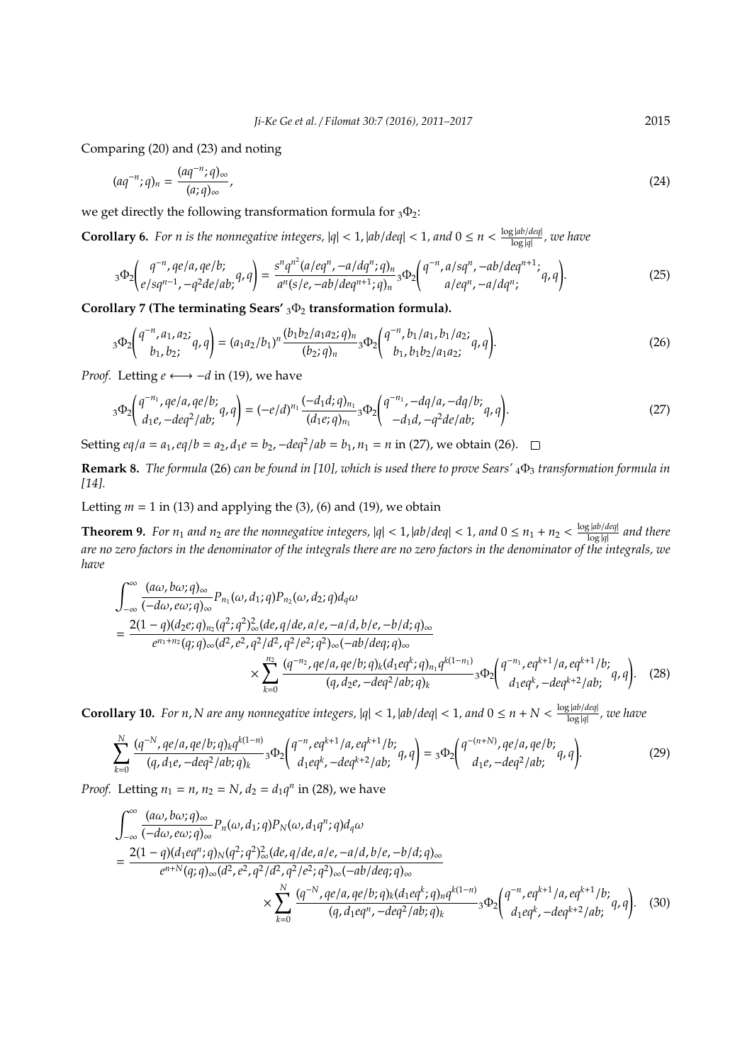Comparing (20) and (23) and noting

$$(aq^{-n};q)_n = \frac{(aq^{-n};q)_\infty}{(a;q)_\infty}, \tag{24}$$

we get directly the following transformation formula for ${}_3\Phi_2$:

**Corollary 6.** *For $n$ is the nonnegative integers, $|q| < 1$, $|ab/deq| < 1$, and $0 \le n < \frac{\log|ab/deq|}{\log|q|}$, we have*

$${}_3\Phi_2\left(\begin{matrix} q^{-n}, qe/a, qe/b; \\ e/sq^{n-1}, -q^2de/ab; \end{matrix} q, q\right) = \frac{s^n q^{n^2}(a/eq^n, -a/dq^n;q)_n}{a^n(s/e, -ab/deq^{n+1};q)_n} {}_3\Phi_2\left(\begin{matrix} q^{-n}, a/sq^n, -ab/deq^{n+1}; \\ a/eq^n, -a/dq^n; \end{matrix} q, q\right). \tag{25}$$

**Corollary 7 (The terminating Sears' ${}_3\Phi_2$ transformation formula).**

$${}_3\Phi_2\left(\begin{matrix} q^{-n}, a_1, a_2; \\ b_1, b_2; \end{matrix} q, q\right) = (a_1a_2/b_1)^n \frac{(b_1b_2/a_1a_2;q)_n}{(b_2;q)_n} {}_3\Phi_2\left(\begin{matrix} q^{-n}, b_1/a_1, b_1/a_2; \\ b_1, b_1b_2/a_1a_2; \end{matrix} q, q\right). \tag{26}$$

*Proof.* Letting $e \longleftrightarrow -d$ in (19), we have

$${}_3\Phi_2\left(\begin{matrix} q^{-n_1}, qe/a, qe/b; \\ d_1e, -deq^2/ab; \end{matrix} q, q\right) = (-e/d)^{n_1} \frac{(-d_1d;q)_{n_1}}{(d_1e;q)_{n_1}} {}_3\Phi_2\left(\begin{matrix} q^{-n_1}, -dq/a, -dq/b; \\ -d_1d, -q^2de/ab; \end{matrix} q, q\right). \tag{27}$$

Setting $eq/a = a_1, eq/b = a_2, d_1e = b_2, -deq^2/ab = b_1, n_1 = n$ in (27), we obtain (26). $\square$

**Remark 8.** *The formula* (26) *can be found in [10], which is used there to prove Sears' ${}_4\Phi_3$ transformation formula in [14].*

Letting $m = 1$ in (13) and applying the (3), (6) and (19), we obtain

**Theorem 9.** *For $n_1$ and $n_2$ are the nonnegative integers, $|q| < 1$, $|ab/deq| < 1$, and $0 \le n_1 + n_2 < \frac{\log|ab/deq|}{\log|q|}$ and there are no zero factors in the denominator of the integrals there are no zero factors in the denominator of the integrals, we have*

$$\begin{aligned}
&\int_{-\infty}^{\infty} \frac{(a\omega, b\omega;q)_\infty}{(-d\omega, e\omega;q)_\infty} P_{n_1}(\omega, d_1;q) P_{n_2}(\omega, d_2;q) d_q\omega \\
&= \frac{2(1-q)(d_2e;q)_{n_2}(q^2;q^2)_\infty^2 (de, q/de, a/e, -a/d, b/e, -b/d;q)_\infty}{e^{n_1+n_2}(q;q)_\infty (d^2, e^2, q^2/d^2, q^2/e^2;q^2)_\infty (-ab/deq;q)_\infty} \\
&\qquad \times \sum_{k=0}^{n_2} \frac{(q^{-n_2}, qe/a, qe/b;q)_k (d_1eq^k;q)_{n_1} q^{k(1-n_1)}}{(q, d_2e, -deq^2/ab;q)_k} {}_3\Phi_2\left(\begin{matrix} q^{-n_1}, eq^{k+1}/a, eq^{k+1}/b; \\ d_1eq^k, -deq^{k+2}/ab; \end{matrix} q, q\right).
\end{aligned} \tag{28}$$

**Corollary 10.** *For $n, N$ are any nonnegative integers, $|q| < 1$, $|ab/deq| < 1$, and $0 \le n + N < \frac{\log|ab/deq|}{\log|q|}$, we have*

$$\sum_{k=0}^{N} \frac{(q^{-N}, qe/a, qe/b;q)_k q^{k(1-n)}}{(q, d_1e, -deq^2/ab;q)_k} {}_3\Phi_2\left(\begin{matrix} q^{-n}, eq^{k+1}/a, eq^{k+1}/b; \\ d_1eq^k, -deq^{k+2}/ab; \end{matrix} q, q\right) = {}_3\Phi_2\left(\begin{matrix} q^{-(n+N)}, qe/a, qe/b; \\ d_1e, -deq^2/ab; \end{matrix} q, q\right). \tag{29}$$

*Proof.* Letting $n_1 = n$, $n_2 = N$, $d_2 = d_1q^n$ in (28), we have

$$\begin{aligned}
&\int_{-\infty}^{\infty} \frac{(a\omega, b\omega;q)_\infty}{(-d\omega, e\omega;q)_\infty} P_n(\omega, d_1;q) P_N(\omega, d_1q^n;q) d_q\omega \\
&= \frac{2(1-q)(d_1eq^n;q)_N (q^2;q^2)_\infty^2 (de, q/de, a/e, -a/d, b/e, -b/d;q)_\infty}{e^{n+N}(q;q)_\infty (d^2, e^2, q^2/d^2, q^2/e^2;q^2)_\infty (-ab/deq;q)_\infty} \\
&\qquad \times \sum_{k=0}^{N} \frac{(q^{-N}, qe/a, qe/b;q)_k (d_1eq^k;q)_n q^{k(1-n)}}{(q, d_1eq^n, -deq^2/ab;q)_k} {}_3\Phi_2\left(\begin{matrix} q^{-n}, eq^{k+1}/a, eq^{k+1}/b; \\ d_1eq^k, -deq^{k+2}/ab; \end{matrix} q, q\right).
\end{aligned} \tag{30}$$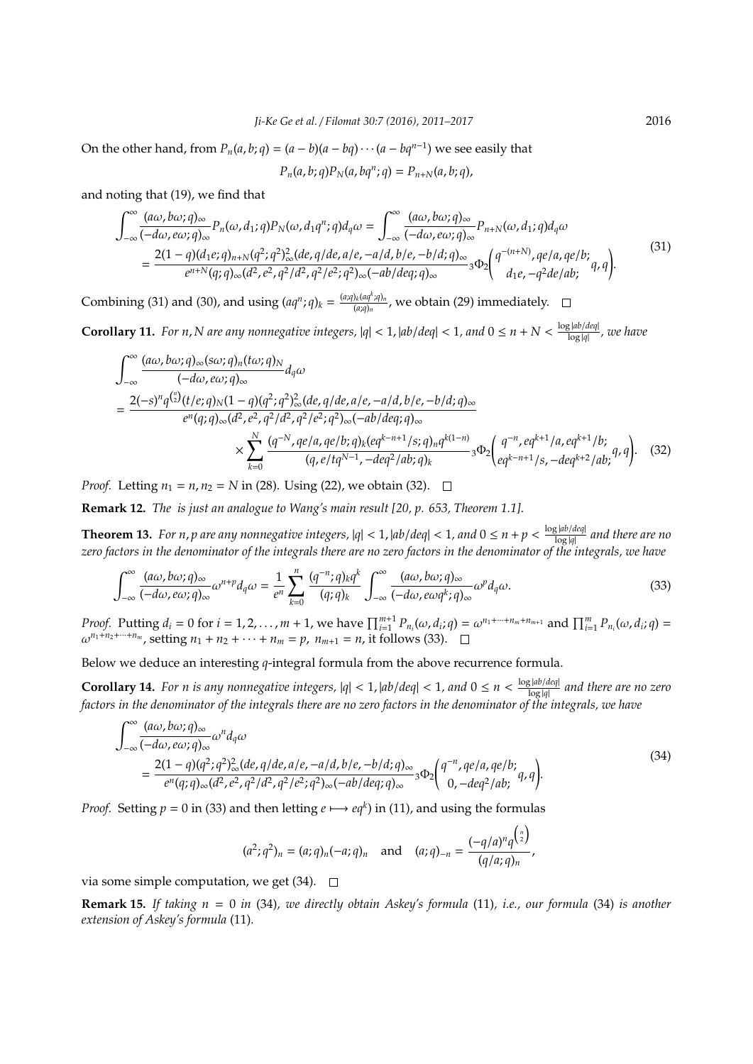On the other hand, from $P_n(a, b; q) = (a - b)(a - bq) \cdots (a - bq^{n-1})$ we see easily that

$$P_n(a, b; q)P_N(a, bq^n; q) = P_{n+N}(a, b; q),$$

and noting that (19), we find that

$$\begin{aligned}
\int_{-\infty}^{\infty} \frac{(a\omega, b\omega; q)_\infty}{(-d\omega, e\omega; q)_\infty} P_n(\omega, d_1; q) P_N(\omega, d_1 q^n; q) d_q\omega &= \int_{-\infty}^{\infty} \frac{(a\omega, b\omega; q)_\infty}{(-d\omega, e\omega; q)_\infty} P_{n+N}(\omega, d_1; q) d_q\omega \\
&= \frac{2(1-q)(d_1 e; q)_{n+N} (q^2; q^2)_\infty^2 (de, q/de, a/e, -a/d, b/e, -b/d; q)_\infty}{e^{n+N} (q; q)_\infty (d^2, e^2, q^2/d^2, q^2/e^2; q^2)_\infty (-ab/deq; q)_\infty} {}_3\Phi_2\left( \begin{matrix} q^{-(n+N)}, qe/a, qe/b; \\ d_1 e, -q^2 de/ab; \end{matrix} q, q \right).
\end{aligned} \tag{31}$$

Combining (31) and (30), and using $(aq^n; q)_k = \frac{(a;q)_k (aq^k;q)_n}{(a;q)_n}$, we obtain (29) immediately. $\square$

**Corollary 11.** *For $n, N$ are any nonnegative integers, $|q| < 1$, $|ab/deq| < 1$, and $0 \le n + N < \frac{\log|ab/deq|}{\log|q|}$, we have*

$$\begin{aligned}
&\int_{-\infty}^{\infty} \frac{(a\omega, b\omega; q)_\infty (s\omega; q)_n (t\omega; q)_N}{(-d\omega, e\omega; q)_\infty} d_q\omega \\
&= \frac{2(-s)^n q^{\binom{n}{2}} (t/e; q)_N (1-q)(q^2; q^2)_\infty^2 (de, q/de, a/e, -a/d, b/e, -b/d; q)_\infty}{e^n (q; q)_\infty (d^2, e^2, q^2/d^2, q^2/e^2; q^2)_\infty (-ab/deq; q)_\infty} \\
&\qquad \times \sum_{k=0}^{N} \frac{(q^{-N}, qe/a, qe/b; q)_k (eq^{k-n+1}/s; q)_n q^{k(1-n)}}{(q, e/tq^{N-1}, -deq^2/ab; q)_k} {}_3\Phi_2\left( \begin{matrix} q^{-n}, eq^{k+1}/a, eq^{k+1}/b; \\ eq^{k-n+1}/s, -deq^{k+2}/ab; \end{matrix} q, q \right).
\end{aligned} \tag{32}$$

*Proof.* Letting $n_1 = n, n_2 = N$ in (28). Using (22), we obtain (32). $\square$

**Remark 12.** *The is just an analogue to Wang's main result [20, p. 653, Theorem 1.1].*

**Theorem 13.** *For $n, p$ are any nonnegative integers, $|q| < 1$, $|ab/deq| < 1$, and $0 \le n + p < \frac{\log|ab/deq|}{\log|q|}$ and there are no zero factors in the denominator of the integrals there are no zero factors in the denominator of the integrals, we have*

$$\int_{-\infty}^{\infty} \frac{(a\omega, b\omega; q)_\infty}{(-d\omega, e\omega; q)_\infty} \omega^{n+p} d_q\omega = \frac{1}{e^n} \sum_{k=0}^{n} \frac{(q^{-n}; q)_k q^k}{(q; q)_k} \int_{-\infty}^{\infty} \frac{(a\omega, b\omega; q)_\infty}{(-d\omega, e\omega q^k; q)_\infty} \omega^p d_q\omega. \tag{33}$$

*Proof.* Putting $d_i = 0$ for $i = 1, 2, \ldots, m+1$, we have $\prod_{i=1}^{m+1} P_{n_i}(\omega, d_i; q) = \omega^{n_1 + \cdots + n_m + n_{m+1}}$ and $\prod_{i=1}^{m} P_{n_i}(\omega, d_i; q) = \omega^{n_1 + n_2 + \cdots + n_m}$, setting $n_1 + n_2 + \cdots + n_m = p$, $n_{m+1} = n$, it follows (33). $\square$

Below we deduce an interesting $q$-integral formula from the above recurrence formula.

**Corollary 14.** *For $n$ is any nonnegative integers, $|q| < 1$, $|ab/deq| < 1$, and $0 \le n < \frac{\log|ab/deq|}{\log|q|}$ and there are no zero factors in the denominator of the integrals there are no zero factors in the denominator of the integrals, we have*

$$\begin{aligned}
&\int_{-\infty}^{\infty} \frac{(a\omega, b\omega; q)_\infty}{(-d\omega, e\omega; q)_\infty} \omega^n d_q\omega \\
&= \frac{2(1-q)(q^2; q^2)_\infty^2 (de, q/de, a/e, -a/d, b/e, -b/d; q)_\infty}{e^n (q; q)_\infty (d^2, e^2, q^2/d^2, q^2/e^2; q^2)_\infty (-ab/deq; q)_\infty} {}_3\Phi_2\left( \begin{matrix} q^{-n}, qe/a, qe/b; \\ 0, -deq^2/ab; \end{matrix} q, q \right).
\end{aligned} \tag{34}$$

*Proof.* Setting $p = 0$ in (33) and then letting $e \longmapsto eq^k$ in (11), and using the formulas

$$(a^2; q^2)_n = (a; q)_n (-a; q)_n \quad \text{and} \quad (a; q)_{-n} = \frac{(-q/a)^n q^{\binom{n}{2}}}{(q/a; q)_n},$$

via some simple computation, we get (34). $\square$

**Remark 15.** *If taking $n = 0$ in (34), we directly obtain Askey's formula (11), i.e., our formula (34) is another extension of Askey's formula (11).*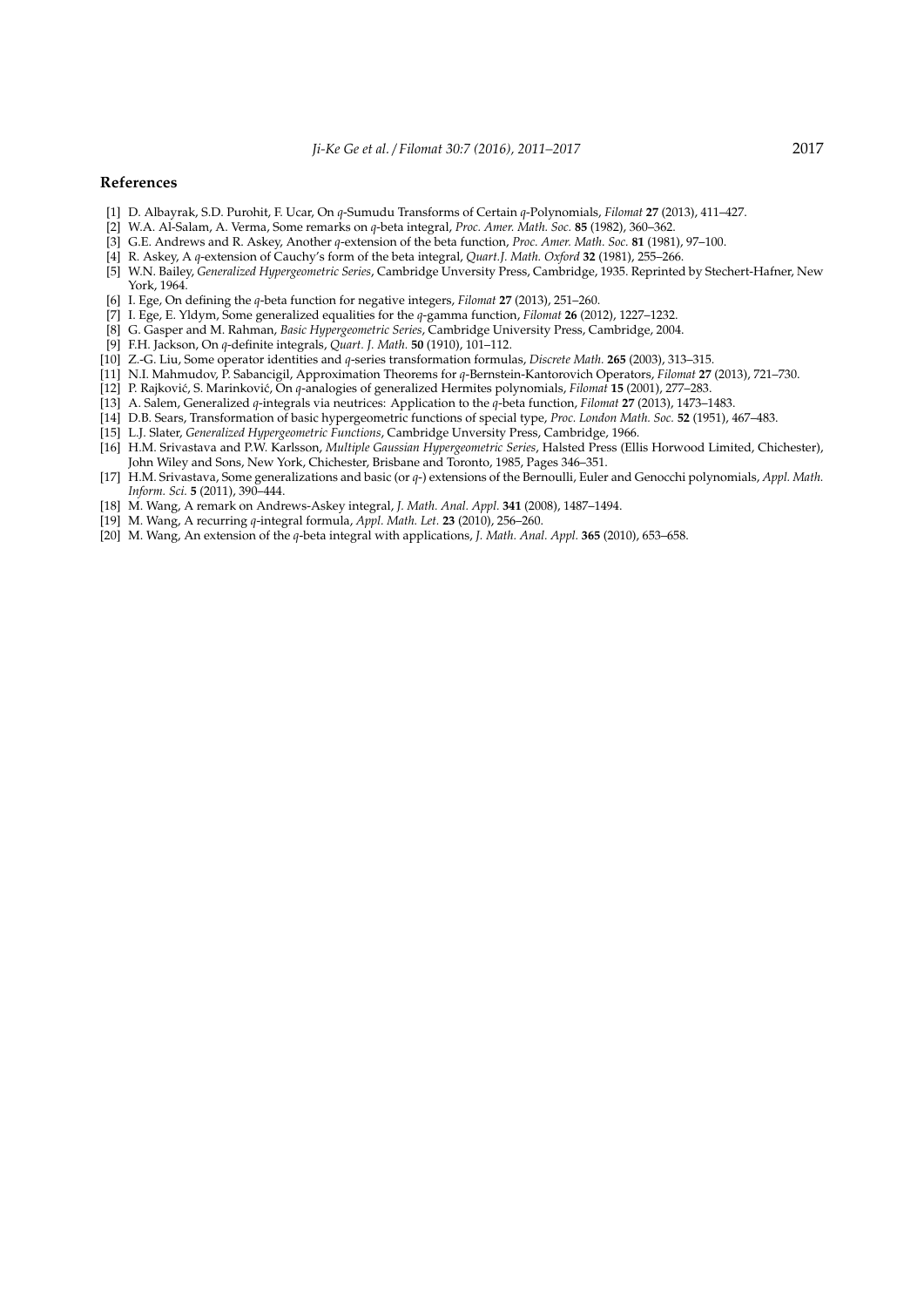## References

[1] D. Albayrak, S.D. Purohit, F. Ucar, On $q$-Sumudu Transforms of Certain $q$-Polynomials, *Filomat* **27** (2013), 411–427.

[2] W.A. Al-Salam, A. Verma, Some remarks on $q$-beta integral, *Proc. Amer. Math. Soc.* **85** (1982), 360–362.

[3] G.E. Andrews and R. Askey, Another $q$-extension of the beta function, *Proc. Amer. Math. Soc.* **81** (1981), 97–100.

[4] R. Askey, A $q$-extension of Cauchy's form of the beta integral, *Quart.J. Math. Oxford* **32** (1981), 255–266.

[5] W.N. Bailey, *Generalized Hypergeometric Series*, Cambridge Unversity Press, Cambridge, 1935. Reprinted by Stechert-Hafner, New York, 1964.

[6] I. Ege, On defining the $q$-beta function for negative integers, *Filomat* **27** (2013), 251–260.

[7] I. Ege, E. Yldym, Some generalized equalities for the $q$-gamma function, *Filomat* **26** (2012), 1227–1232.

[8] G. Gasper and M. Rahman, *Basic Hypergeometric Series*, Cambridge University Press, Cambridge, 2004.

[9] F.H. Jackson, On $q$-definite integrals, *Quart. J. Math.* **50** (1910), 101–112.

[10] Z.-G. Liu, Some operator identities and $q$-series transformation formulas, *Discrete Math.* **265** (2003), 313–315.

[11] N.I. Mahmudov, P. Sabancigil, Approximation Theorems for $q$-Bernstein-Kantorovich Operators, *Filomat* **27** (2013), 721–730.

[12] P. Rajković, S. Marinković, On $q$-analogies of generalized Hermites polynomials, *Filomat* **15** (2001), 277–283.

[13] A. Salem, Generalized $q$-integrals via neutrices: Application to the $q$-beta function, *Filomat* **27** (2013), 1473–1483.

[14] D.B. Sears, Transformation of basic hypergeometric functions of special type, *Proc. London Math. Soc.* **52** (1951), 467–483.

[15] L.J. Slater, *Generalized Hypergeometric Functions*, Cambridge Unversity Press, Cambridge, 1966.

[16] H.M. Srivastava and P.W. Karlsson, *Multiple Gaussian Hypergeometric Series*, Halsted Press (Ellis Horwood Limited, Chichester), John Wiley and Sons, New York, Chichester, Brisbane and Toronto, 1985, Pages 346–351.

[17] H.M. Srivastava, Some generalizations and basic (or $q$-) extensions of the Bernoulli, Euler and Genocchi polynomials, *Appl. Math. Inform. Sci.* **5** (2011), 390–444.

[18] M. Wang, A remark on Andrews-Askey integral, *J. Math. Anal. Appl.* **341** (2008), 1487–1494.

[19] M. Wang, A recurring $q$-integral formula, *Appl. Math. Let.* **23** (2010), 256–260.

[20] M. Wang, An extension of the $q$-beta integral with applications, *J. Math. Anal. Appl.* **365** (2010), 653–658.